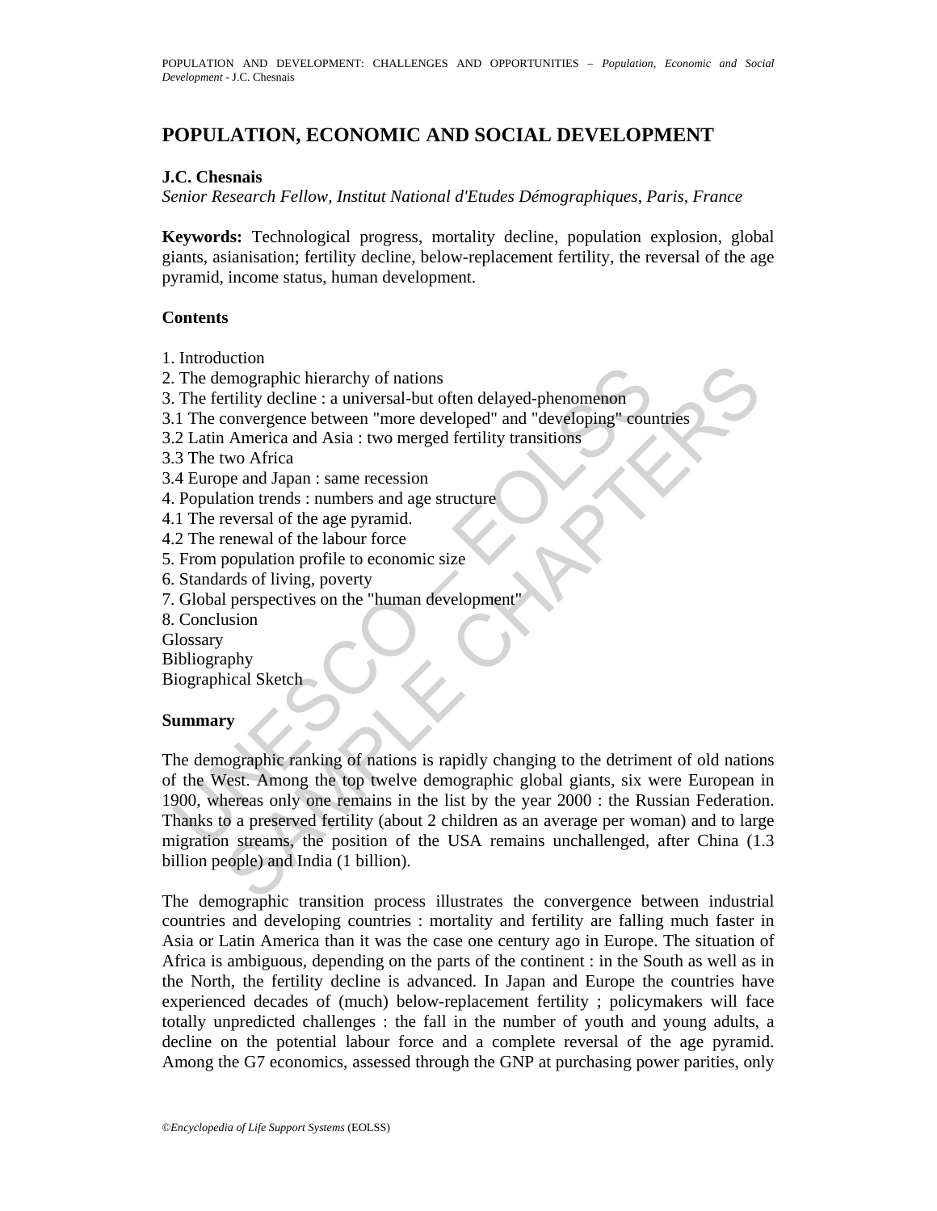# POPULATION, ECONOMIC AND SOCIAL DEVELOPMENT

**J.C. Chesnais**

*Senior Research Fellow, Institut National d'Etudes Démographiques, Paris, France*

**Keywords:** Technological progress, mortality decline, population explosion, global giants, asianisation; fertility decline, below-replacement fertility, the reversal of the age pyramid, income status, human development.

## Contents

1. Introduction
2. The demographic hierarchy of nations
3. The fertility decline : a universal-but often delayed-phenomenon
3.1 The convergence between "more developed" and "developing" countries
3.2 Latin America and Asia : two merged fertility transitions
3.3 The two Africa
3.4 Europe and Japan : same recession
4. Population trends : numbers and age structure
4.1 The reversal of the age pyramid.
4.2 The renewal of the labour force
5. From population profile to economic size
6. Standards of living, poverty
7. Global perspectives on the "human development"
8. Conclusion

Glossary
Bibliography
Biographical Sketch

## Summary

The demographic ranking of nations is rapidly changing to the detriment of old nations of the West. Among the top twelve demographic global giants, six were European in 1900, whereas only one remains in the list by the year 2000 : the Russian Federation. Thanks to a preserved fertility (about 2 children as an average per woman) and to large migration streams, the position of the USA remains unchallenged, after China (1.3 billion people) and India (1 billion).

The demographic transition process illustrates the convergence between industrial countries and developing countries : mortality and fertility are falling much faster in Asia or Latin America than it was the case one century ago in Europe. The situation of Africa is ambiguous, depending on the parts of the continent : in the South as well as in the North, the fertility decline is advanced. In Japan and Europe the countries have experienced decades of (much) below-replacement fertility ; policymakers will face totally unpredicted challenges : the fall in the number of youth and young adults, a decline on the potential labour force and a complete reversal of the age pyramid. Among the G7 economics, assessed through the GNP at purchasing power parities, only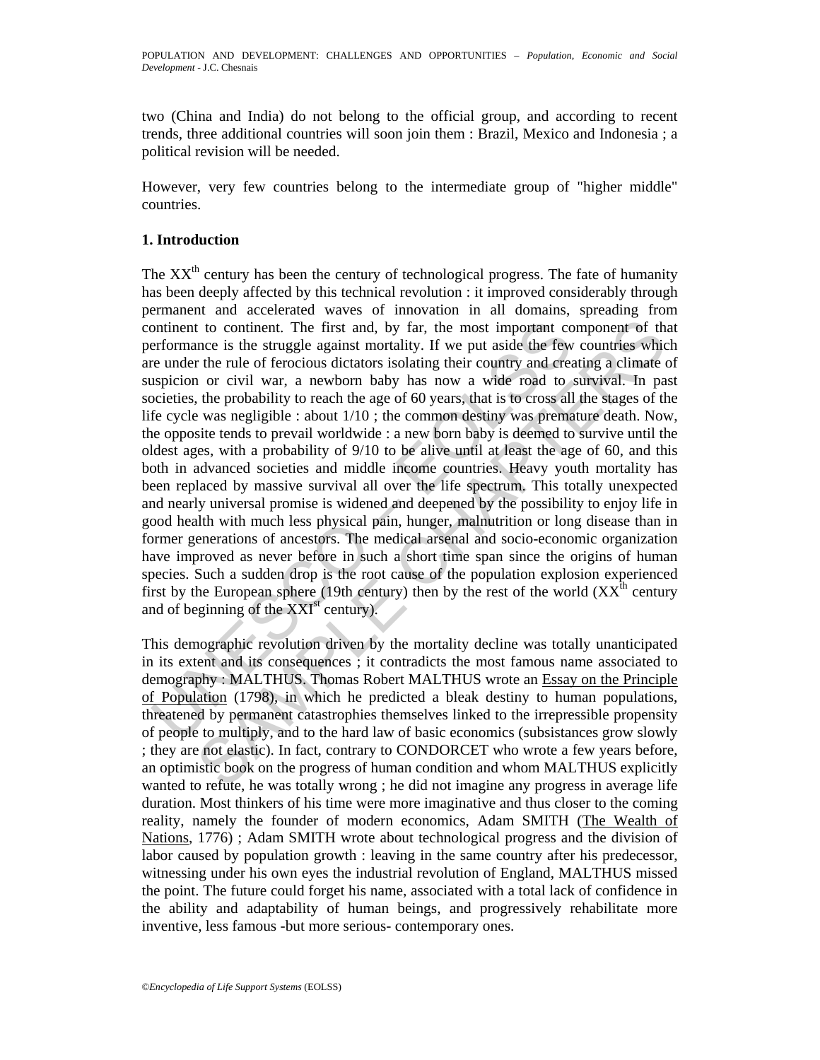two (China and India) do not belong to the official group, and according to recent trends, three additional countries will soon join them : Brazil, Mexico and Indonesia ; a political revision will be needed.

However, very few countries belong to the intermediate group of "higher middle" countries.

## 1. Introduction

The XX$^{th}$ century has been the century of technological progress. The fate of humanity has been deeply affected by this technical revolution : it improved considerably through permanent and accelerated waves of innovation in all domains, spreading from continent to continent. The first and, by far, the most important component of that performance is the struggle against mortality. If we put aside the few countries which are under the rule of ferocious dictators isolating their country and creating a climate of suspicion or civil war, a newborn baby has now a wide road to survival. In past societies, the probability to reach the age of 60 years, that is to cross all the stages of the life cycle was negligible : about 1/10 ; the common destiny was premature death. Now, the opposite tends to prevail worldwide : a new born baby is deemed to survive until the oldest ages, with a probability of 9/10 to be alive until at least the age of 60, and this both in advanced societies and middle income countries. Heavy youth mortality has been replaced by massive survival all over the life spectrum. This totally unexpected and nearly universal promise is widened and deepened by the possibility to enjoy life in good health with much less physical pain, hunger, malnutrition or long disease than in former generations of ancestors. The medical arsenal and socio-economic organization have improved as never before in such a short time span since the origins of human species. Such a sudden drop is the root cause of the population explosion experienced first by the European sphere (19th century) then by the rest of the world (XX$^{th}$ century and of beginning of the XXI$^{st}$ century).

This demographic revolution driven by the mortality decline was totally unanticipated in its extent and its consequences ; it contradicts the most famous name associated to demography : MALTHUS. Thomas Robert MALTHUS wrote an Essay on the Principle of Population (1798), in which he predicted a bleak destiny to human populations, threatened by permanent catastrophies themselves linked to the irrepressible propensity of people to multiply, and to the hard law of basic economics (subsistances grow slowly ; they are not elastic). In fact, contrary to CONDORCET who wrote a few years before, an optimistic book on the progress of human condition and whom MALTHUS explicitly wanted to refute, he was totally wrong ; he did not imagine any progress in average life duration. Most thinkers of his time were more imaginative and thus closer to the coming reality, namely the founder of modern economics, Adam SMITH (The Wealth of Nations, 1776) ; Adam SMITH wrote about technological progress and the division of labor caused by population growth : leaving in the same country after his predecessor, witnessing under his own eyes the industrial revolution of England, MALTHUS missed the point. The future could forget his name, associated with a total lack of confidence in the ability and adaptability of human beings, and progressively rehabilitate more inventive, less famous -but more serious- contemporary ones.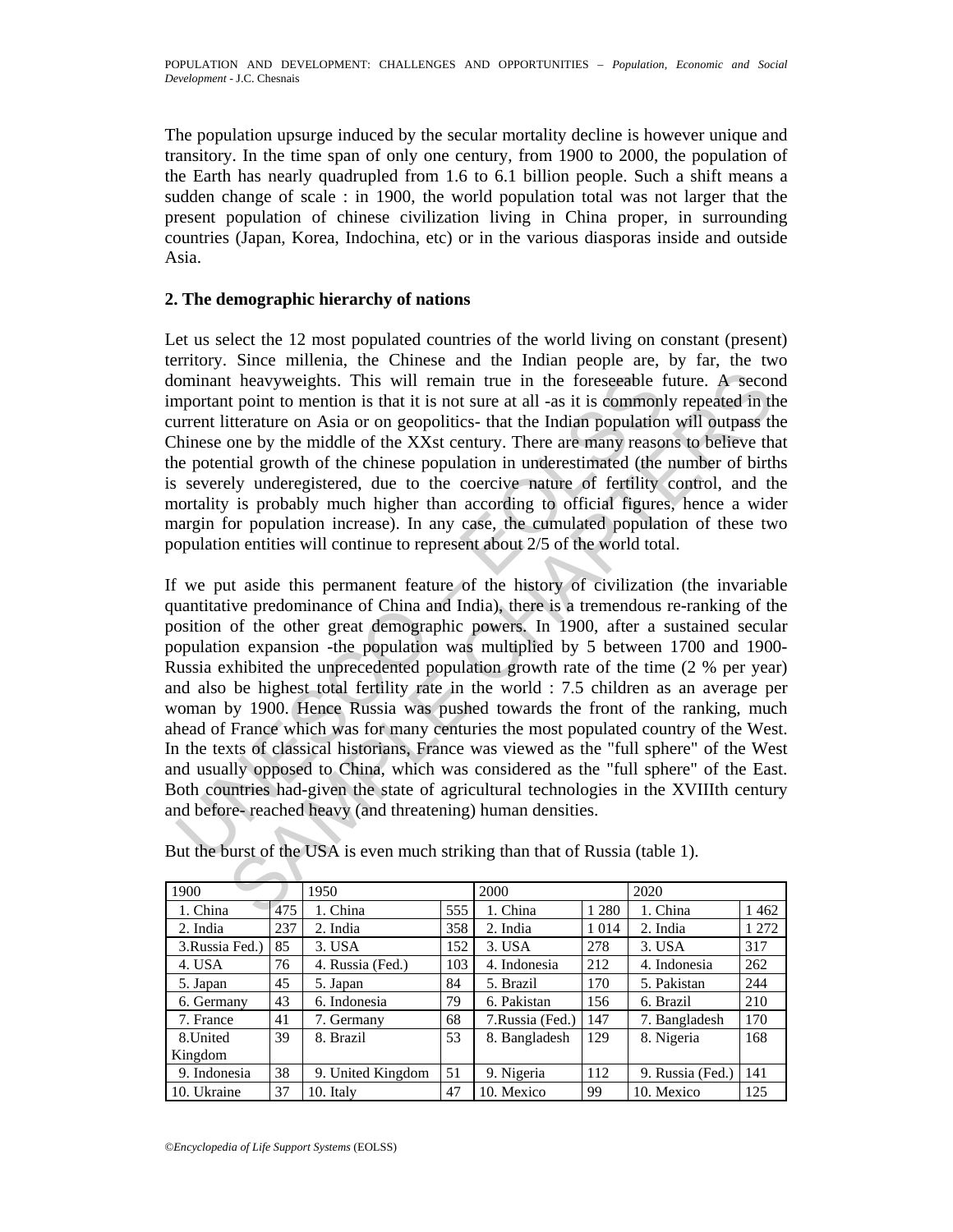The population upsurge induced by the secular mortality decline is however unique and transitory. In the time span of only one century, from 1900 to 2000, the population of the Earth has nearly quadrupled from 1.6 to 6.1 billion people. Such a shift means a sudden change of scale : in 1900, the world population total was not larger that the present population of chinese civilization living in China proper, in surrounding countries (Japan, Korea, Indochina, etc) or in the various diasporas inside and outside Asia.

## 2. The demographic hierarchy of nations

Let us select the 12 most populated countries of the world living on constant (present) territory. Since millenia, the Chinese and the Indian people are, by far, the two dominant heavyweights. This will remain true in the foreseeable future. A second important point to mention is that it is not sure at all -as it is commonly repeated in the current litterature on Asia or on geopolitics- that the Indian population will outpass the Chinese one by the middle of the XXst century. There are many reasons to believe that the potential growth of the chinese population in underestimated (the number of births is severely underegistered, due to the coercive nature of fertility control, and the mortality is probably much higher than according to official figures, hence a wider margin for population increase). In any case, the cumulated population of these two population entities will continue to represent about 2/5 of the world total.

If we put aside this permanent feature of the history of civilization (the invariable quantitative predominance of China and India), there is a tremendous re-ranking of the position of the other great demographic powers. In 1900, after a sustained secular population expansion -the population was multiplied by 5 between 1700 and 1900- Russia exhibited the unprecedented population growth rate of the time (2 % per year) and also be highest total fertility rate in the world : 7.5 children as an average per woman by 1900. Hence Russia was pushed towards the front of the ranking, much ahead of France which was for many centuries the most populated country of the West. In the texts of classical historians, France was viewed as the "full sphere" of the West and usually opposed to China, which was considered as the "full sphere" of the East. Both countries had-given the state of agricultural technologies in the XVIIIth century and before- reached heavy (and threatening) human densities.

But the burst of the USA is even much striking than that of Russia (table 1).

| 1900 | | 1950 | | 2000 | | 2020 | |
|---|---|---|---|---|---|---|---|
| 1. China | 475 | 1. China | 555 | 1. China | 1 280 | 1. China | 1 462 |
| 2. India | 237 | 2. India | 358 | 2. India | 1 014 | 2. India | 1 272 |
| 3.Russia Fed.) | 85 | 3. USA | 152 | 3. USA | 278 | 3. USA | 317 |
| 4. USA | 76 | 4. Russia (Fed.) | 103 | 4. Indonesia | 212 | 4. Indonesia | 262 |
| 5. Japan | 45 | 5. Japan | 84 | 5. Brazil | 170 | 5. Pakistan | 244 |
| 6. Germany | 43 | 6. Indonesia | 79 | 6. Pakistan | 156 | 6. Brazil | 210 |
| 7. France | 41 | 7. Germany | 68 | 7.Russia (Fed.) | 147 | 7. Bangladesh | 170 |
| 8.United Kingdom | 39 | 8. Brazil | 53 | 8. Bangladesh | 129 | 8. Nigeria | 168 |
| 9. Indonesia | 38 | 9. United Kingdom | 51 | 9. Nigeria | 112 | 9. Russia (Fed.) | 141 |
| 10. Ukraine | 37 | 10. Italy | 47 | 10. Mexico | 99 | 10. Mexico | 125 |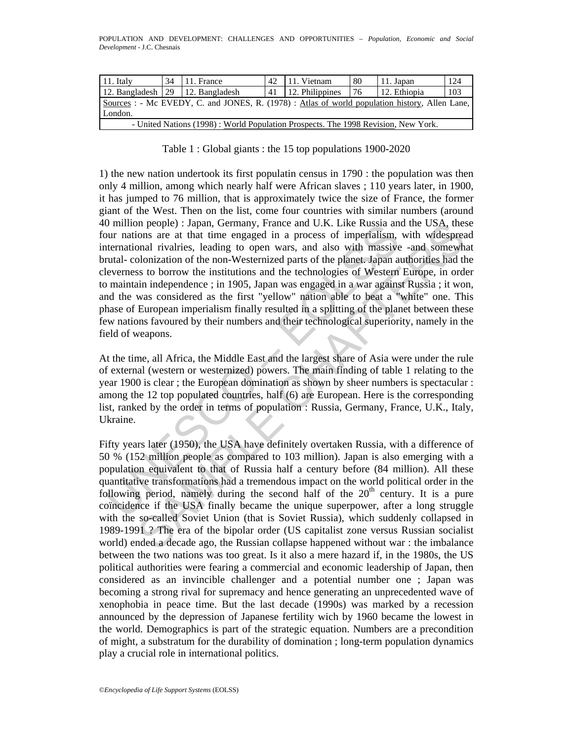| 11. Italy | 34 | 11. France | 42 | 11. Vietnam | 80 | 11. Japan | 124 |
|---|---|---|---|---|---|---|---|
| 12. Bangladesh | 29 | 12. Bangladesh | 41 | 12. Philippines | 76 | 12. Ethiopia | 103 |
| Sources : - Mc EVEDY, C. and JONES, R. (1978) : Atlas of world population history, Allen Lane, London. | | | | | | | |
| - United Nations (1998) : World Population Prospects. The 1998 Revision, New York. | | | | | | | |

Table 1 : Global giants : the 15 top populations 1900-2020

1) the new nation undertook its first populatin census in 1790 : the population was then only 4 million, among which nearly half were African slaves ; 110 years later, in 1900, it has jumped to 76 million, that is approximately twice the size of France, the former giant of the West. Then on the list, come four countries with similar numbers (around 40 million people) : Japan, Germany, France and U.K. Like Russia and the USA, these four nations are at that time engaged in a process of imperialism, with widespread international rivalries, leading to open wars, and also with massive -and somewhat brutal- colonization of the non-Westernized parts of the planet. Japan authorities had the cleverness to borrow the institutions and the technologies of Western Europe, in order to maintain independence ; in 1905, Japan was engaged in a war against Russia ; it won, and the was considered as the first "yellow" nation able to beat a "white" one. This phase of European imperialism finally resulted in a splitting of the planet between these few nations favoured by their numbers and their technological superiority, namely in the field of weapons.

At the time, all Africa, the Middle East and the largest share of Asia were under the rule of external (western or westernized) powers. The main finding of table 1 relating to the year 1900 is clear ; the European domination as shown by sheer numbers is spectacular : among the 12 top populated countries, half (6) are European. Here is the corresponding list, ranked by the order in terms of population : Russia, Germany, France, U.K., Italy, Ukraine.

Fifty years later (1950), the USA have definitely overtaken Russia, with a difference of 50 % (152 million people as compared to 103 million). Japan is also emerging with a population equivalent to that of Russia half a century before (84 million). All these quantitative transformations had a tremendous impact on the world political order in the following period, namely during the second half of the 20th century. It is a pure coïncidence if the USA finally became the unique superpower, after a long struggle with the so-called Soviet Union (that is Soviet Russia), which suddenly collapsed in 1989-1991 ? The era of the bipolar order (US capitalist zone versus Russian socialist world) ended a decade ago, the Russian collapse happened without war : the imbalance between the two nations was too great. Is it also a mere hazard if, in the 1980s, the US political authorities were fearing a commercial and economic leadership of Japan, then considered as an invincible challenger and a potential number one ; Japan was becoming a strong rival for supremacy and hence generating an unprecedented wave of xenophobia in peace time. But the last decade (1990s) was marked by a recession announced by the depression of Japanese fertility wich by 1960 became the lowest in the world. Demographics is part of the strategic equation. Numbers are a precondition of might, a substratum for the durability of domination ; long-term population dynamics play a crucial role in international politics.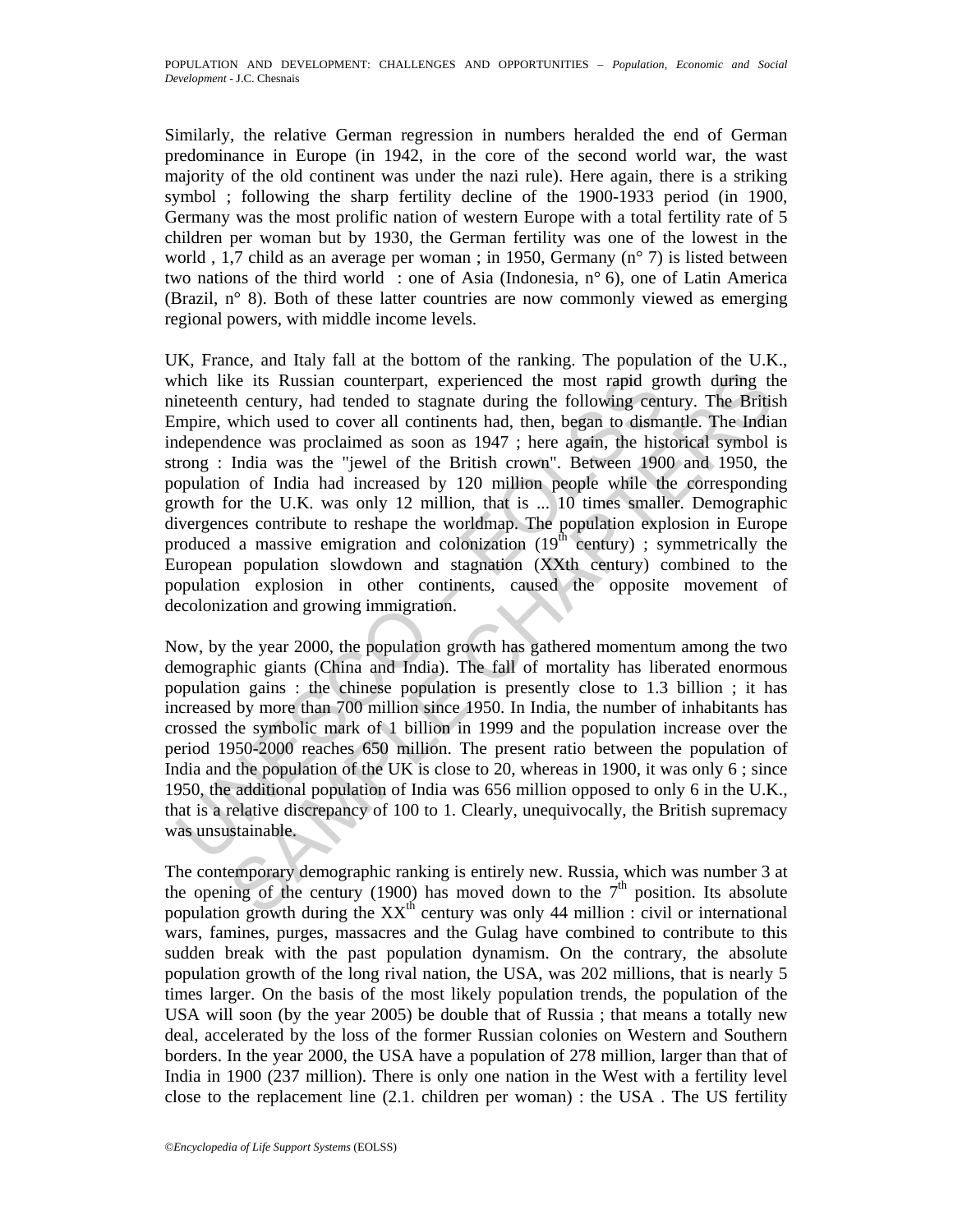Similarly, the relative German regression in numbers heralded the end of German predominance in Europe (in 1942, in the core of the second world war, the wast majority of the old continent was under the nazi rule). Here again, there is a striking symbol ; following the sharp fertility decline of the 1900-1933 period (in 1900, Germany was the most prolific nation of western Europe with a total fertility rate of 5 children per woman but by 1930, the German fertility was one of the lowest in the world , 1,7 child as an average per woman ; in 1950, Germany (n° 7) is listed between two nations of the third world : one of Asia (Indonesia, n° 6), one of Latin America (Brazil, n° 8). Both of these latter countries are now commonly viewed as emerging regional powers, with middle income levels.

UK, France, and Italy fall at the bottom of the ranking. The population of the U.K., which like its Russian counterpart, experienced the most rapid growth during the nineteenth century, had tended to stagnate during the following century. The British Empire, which used to cover all continents had, then, began to dismantle. The Indian independence was proclaimed as soon as 1947 ; here again, the historical symbol is strong : India was the "jewel of the British crown". Between 1900 and 1950, the population of India had increased by 120 million people while the corresponding growth for the U.K. was only 12 million, that is ... 10 times smaller. Demographic divergences contribute to reshape the worldmap. The population explosion in Europe produced a massive emigration and colonization (19th century) ; symmetrically the European population slowdown and stagnation (XXth century) combined to the population explosion in other continents, caused the opposite movement of decolonization and growing immigration.

Now, by the year 2000, the population growth has gathered momentum among the two demographic giants (China and India). The fall of mortality has liberated enormous population gains : the chinese population is presently close to 1.3 billion ; it has increased by more than 700 million since 1950. In India, the number of inhabitants has crossed the symbolic mark of 1 billion in 1999 and the population increase over the period 1950-2000 reaches 650 million. The present ratio between the population of India and the population of the UK is close to 20, whereas in 1900, it was only 6 ; since 1950, the additional population of India was 656 million opposed to only 6 in the U.K., that is a relative discrepancy of 100 to 1. Clearly, unequivocally, the British supremacy was unsustainable.

The contemporary demographic ranking is entirely new. Russia, which was number 3 at the opening of the century (1900) has moved down to the 7th position. Its absolute population growth during the XXth century was only 44 million : civil or international wars, famines, purges, massacres and the Gulag have combined to contribute to this sudden break with the past population dynamism. On the contrary, the absolute population growth of the long rival nation, the USA, was 202 millions, that is nearly 5 times larger. On the basis of the most likely population trends, the population of the USA will soon (by the year 2005) be double that of Russia ; that means a totally new deal, accelerated by the loss of the former Russian colonies on Western and Southern borders. In the year 2000, the USA have a population of 278 million, larger than that of India in 1900 (237 million). There is only one nation in the West with a fertility level close to the replacement line (2.1. children per woman) : the USA . The US fertility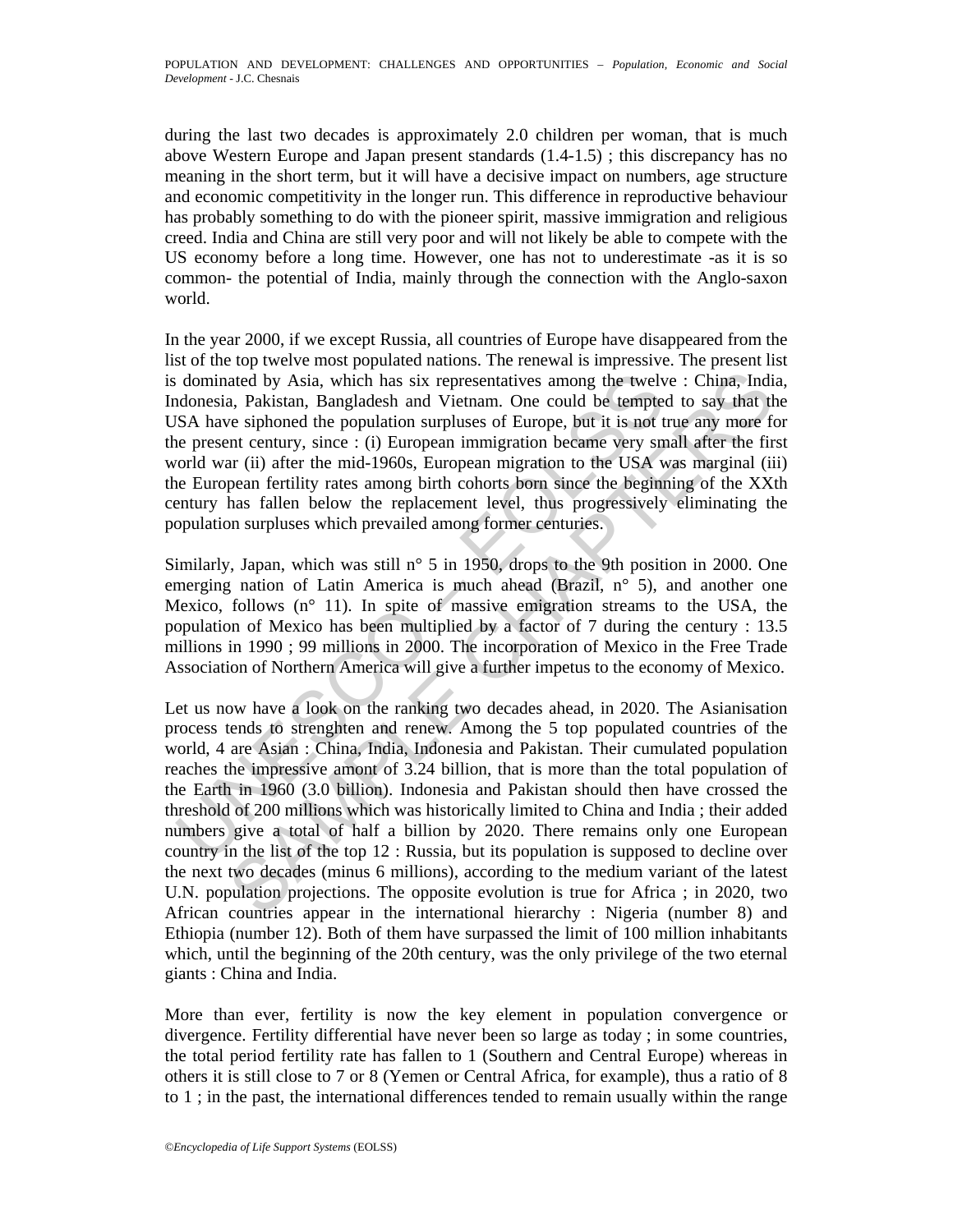during the last two decades is approximately 2.0 children per woman, that is much above Western Europe and Japan present standards (1.4-1.5) ; this discrepancy has no meaning in the short term, but it will have a decisive impact on numbers, age structure and economic competitivity in the longer run. This difference in reproductive behaviour has probably something to do with the pioneer spirit, massive immigration and religious creed. India and China are still very poor and will not likely be able to compete with the US economy before a long time. However, one has not to underestimate -as it is so common- the potential of India, mainly through the connection with the Anglo-saxon world.

In the year 2000, if we except Russia, all countries of Europe have disappeared from the list of the top twelve most populated nations. The renewal is impressive. The present list is dominated by Asia, which has six representatives among the twelve : China, India, Indonesia, Pakistan, Bangladesh and Vietnam. One could be tempted to say that the USA have siphoned the population surpluses of Europe, but it is not true any more for the present century, since : (i) European immigration became very small after the first world war (ii) after the mid-1960s, European migration to the USA was marginal (iii) the European fertility rates among birth cohorts born since the beginning of the XXth century has fallen below the replacement level, thus progressively eliminating the population surpluses which prevailed among former centuries.

Similarly, Japan, which was still n° 5 in 1950, drops to the 9th position in 2000. One emerging nation of Latin America is much ahead (Brazil, n° 5), and another one Mexico, follows (n° 11). In spite of massive emigration streams to the USA, the population of Mexico has been multiplied by a factor of 7 during the century : 13.5 millions in 1990 ; 99 millions in 2000. The incorporation of Mexico in the Free Trade Association of Northern America will give a further impetus to the economy of Mexico.

Let us now have a look on the ranking two decades ahead, in 2020. The Asianisation process tends to strenghten and renew. Among the 5 top populated countries of the world, 4 are Asian : China, India, Indonesia and Pakistan. Their cumulated population reaches the impressive amont of 3.24 billion, that is more than the total population of the Earth in 1960 (3.0 billion). Indonesia and Pakistan should then have crossed the threshold of 200 millions which was historically limited to China and India ; their added numbers give a total of half a billion by 2020. There remains only one European country in the list of the top 12 : Russia, but its population is supposed to decline over the next two decades (minus 6 millions), according to the medium variant of the latest U.N. population projections. The opposite evolution is true for Africa ; in 2020, two African countries appear in the international hierarchy : Nigeria (number 8) and Ethiopia (number 12). Both of them have surpassed the limit of 100 million inhabitants which, until the beginning of the 20th century, was the only privilege of the two eternal giants : China and India.

More than ever, fertility is now the key element in population convergence or divergence. Fertility differential have never been so large as today ; in some countries, the total period fertility rate has fallen to 1 (Southern and Central Europe) whereas in others it is still close to 7 or 8 (Yemen or Central Africa, for example), thus a ratio of 8 to 1 ; in the past, the international differences tended to remain usually within the range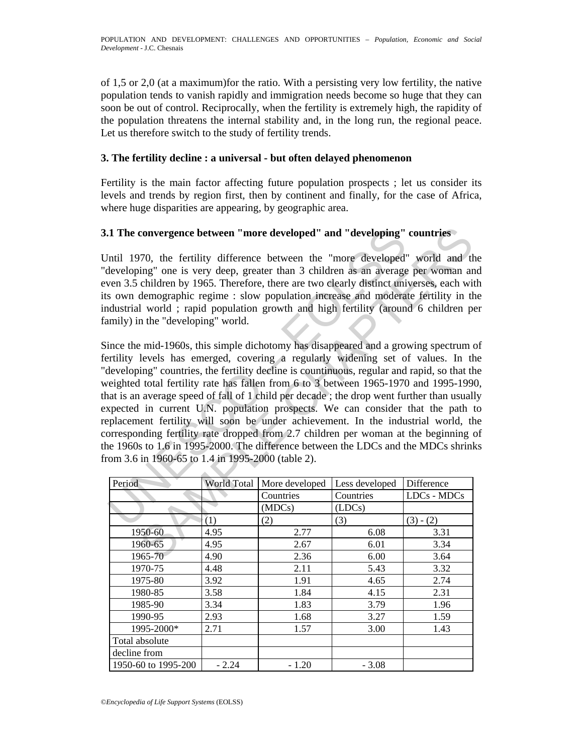of 1,5 or 2,0 (at a maximum)for the ratio. With a persisting very low fertility, the native population tends to vanish rapidly and immigration needs become so huge that they can soon be out of control. Reciprocally, when the fertility is extremely high, the rapidity of the population threatens the internal stability and, in the long run, the regional peace. Let us therefore switch to the study of fertility trends.

## 3. The fertility decline : a universal - but often delayed phenomenon

Fertility is the main factor affecting future population prospects ; let us consider its levels and trends by region first, then by continent and finally, for the case of Africa, where huge disparities are appearing, by geographic area.

### 3.1 The convergence between "more developed" and "developing" countries

Until 1970, the fertility difference between the "more developed" world and the "developing" one is very deep, greater than 3 children as an average per woman and even 3.5 children by 1965. Therefore, there are two clearly distinct universes, each with its own demographic regime : slow population increase and moderate fertility in the industrial world ; rapid population growth and high fertility (around 6 children per family) in the "developing" world.

Since the mid-1960s, this simple dichotomy has disappeared and a growing spectrum of fertility levels has emerged, covering a regularly widening set of values. In the "developing" countries, the fertility decline is countinuous, regular and rapid, so that the weighted total fertility rate has fallen from 6 to 3 between 1965-1970 and 1995-1990, that is an average speed of fall of 1 child per decade ; the drop went further than usually expected in current U.N. population prospects. We can consider that the path to replacement fertility will soon be under achievement. In the industrial world, the corresponding fertility rate dropped from 2.7 children per woman at the beginning of the 1960s to 1.6 in 1995-2000. The difference between the LDCs and the MDCs shrinks from 3.6 in 1960-65 to 1.4 in 1995-2000 (table 2).

| Period | World Total | More developed Countries (MDCs) | Less developed Countries (LDCs) | Difference LDCs - MDCs |
|---|---|---|---|---|
| | (1) | (2) | (3) | (3) - (2) |
| 1950-60 | 4.95 | 2.77 | 6.08 | 3.31 |
| 1960-65 | 4.95 | 2.67 | 6.01 | 3.34 |
| 1965-70 | 4.90 | 2.36 | 6.00 | 3.64 |
| 1970-75 | 4.48 | 2.11 | 5.43 | 3.32 |
| 1975-80 | 3.92 | 1.91 | 4.65 | 2.74 |
| 1980-85 | 3.58 | 1.84 | 4.15 | 2.31 |
| 1985-90 | 3.34 | 1.83 | 3.79 | 1.96 |
| 1990-95 | 2.93 | 1.68 | 3.27 | 1.59 |
| 1995-2000* | 2.71 | 1.57 | 3.00 | 1.43 |
| Total absolute decline from 1950-60 to 1995-200 | - 2.24 | - 1.20 | - 3.08 | |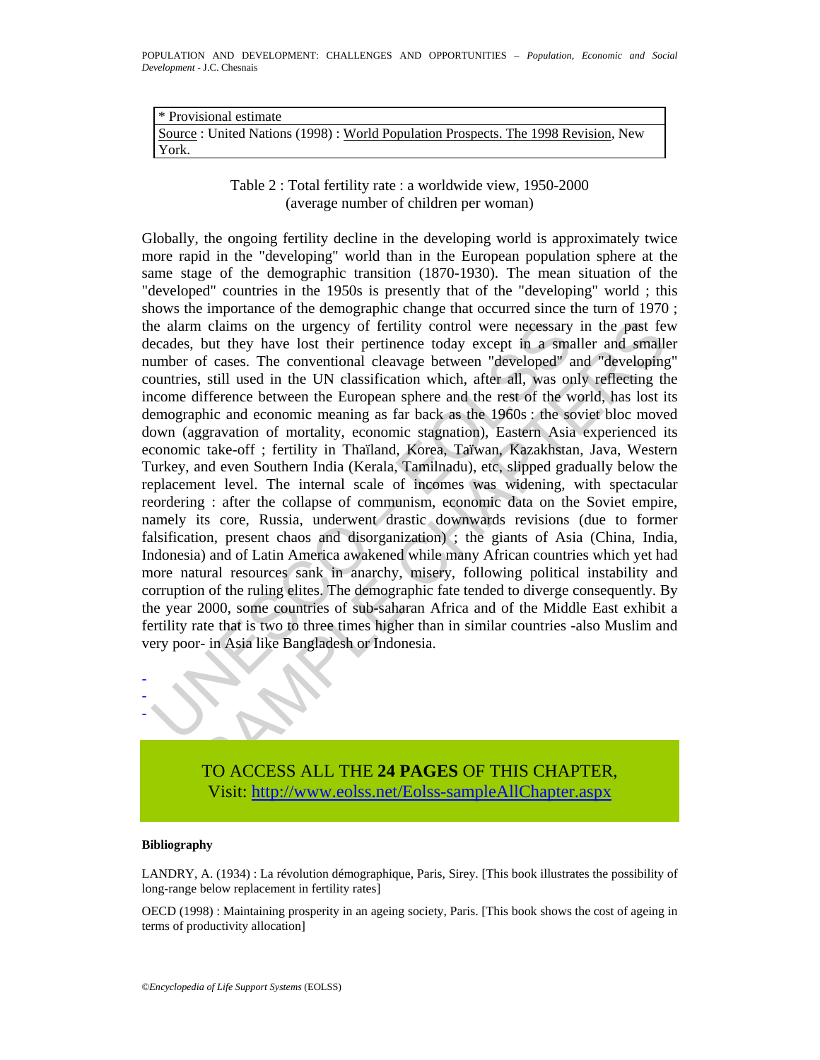| * Provisional estimate |
|---|
| Source : United Nations (1998) : World Population Prospects. The 1998 Revision, New York. |

Table 2 : Total fertility rate : a worldwide view, 1950-2000
(average number of children per woman)

Globally, the ongoing fertility decline in the developing world is approximately twice more rapid in the "developing" world than in the European population sphere at the same stage of the demographic transition (1870-1930). The mean situation of the "developed" countries in the 1950s is presently that of the "developing" world ; this shows the importance of the demographic change that occurred since the turn of 1970 ; the alarm claims on the urgency of fertility control were necessary in the past few decades, but they have lost their pertinence today except in a smaller and smaller number of cases. The conventional cleavage between "developed" and "developing" countries, still used in the UN classification which, after all, was only reflecting the income difference between the European sphere and the rest of the world, has lost its demographic and economic meaning as far back as the 1960s : the soviet bloc moved down (aggravation of mortality, economic stagnation), Eastern Asia experienced its economic take-off ; fertility in Thaïland, Korea, Taïwan, Kazakhstan, Java, Western Turkey, and even Southern India (Kerala, Tamilnadu), etc, slipped gradually below the replacement level. The internal scale of incomes was widening, with spectacular reordering : after the collapse of communism, economic data on the Soviet empire, namely its core, Russia, underwent drastic downwards revisions (due to former falsification, present chaos and disorganization) ; the giants of Asia (China, India, Indonesia) and of Latin America awakened while many African countries which yet had more natural resources sank in anarchy, misery, following political instability and corruption of the ruling elites. The demographic fate tended to diverge consequently. By the year 2000, some countries of sub-saharan Africa and of the Middle East exhibit a fertility rate that is two to three times higher than in similar countries -also Muslim and very poor- in Asia like Bangladesh or Indonesia.

-
-
-

TO ACCESS ALL THE **24 PAGES** OF THIS CHAPTER,
Visit: http://www.eolss.net/Eolss-sampleAllChapter.aspx

**Bibliography**

LANDRY, A. (1934) : La révolution démographique, Paris, Sirey. [This book illustrates the possibility of long-range below replacement in fertility rates]

OECD (1998) : Maintaining prosperity in an ageing society, Paris. [This book shows the cost of ageing in terms of productivity allocation]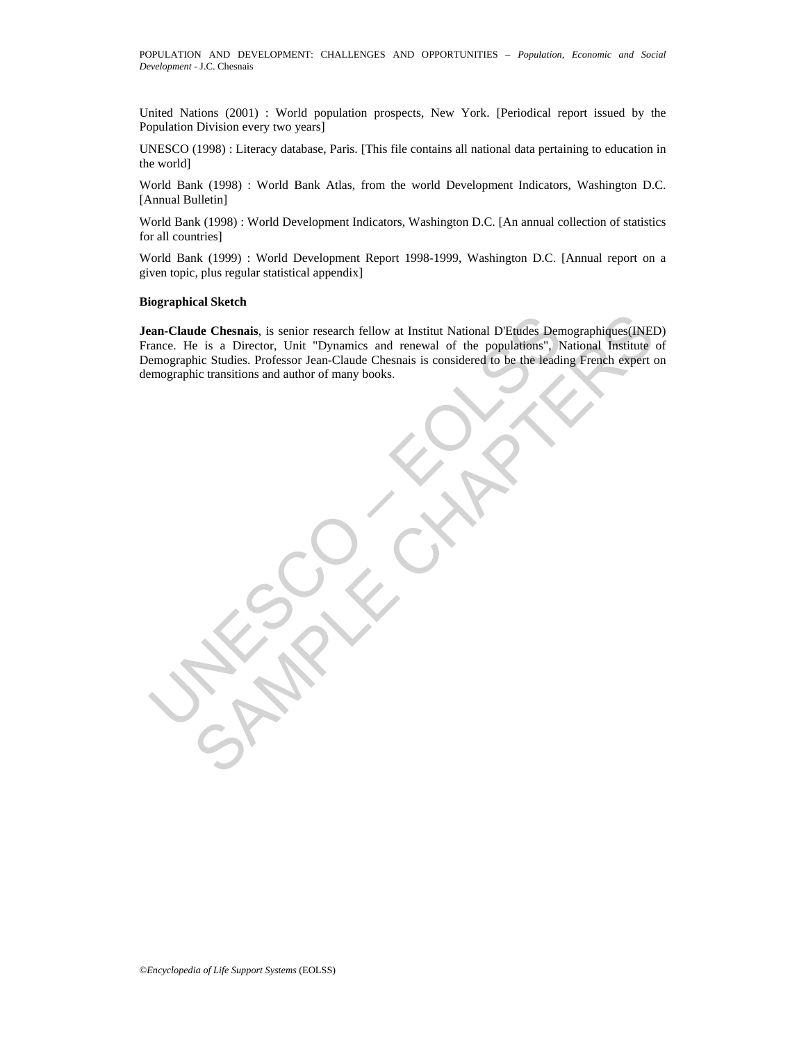United Nations (2001) : World population prospects, New York. [Periodical report issued by the Population Division every two years]

UNESCO (1998) : Literacy database, Paris. [This file contains all national data pertaining to education in the world]

World Bank (1998) : World Bank Atlas, from the world Development Indicators, Washington D.C. [Annual Bulletin]

World Bank (1998) : World Development Indicators, Washington D.C. [An annual collection of statistics for all countries]

World Bank (1999) : World Development Report 1998-1999, Washington D.C. [Annual report on a given topic, plus regular statistical appendix]

**Biographical Sketch**

**Jean-Claude Chesnais**, is senior research fellow at Institut National D'Etudes Demographiques(INED) France. He is a Director, Unit "Dynamics and renewal of the populations", National Institute of Demographic Studies. Professor Jean-Claude Chesnais is considered to be the leading French expert on demographic transitions and author of many books.